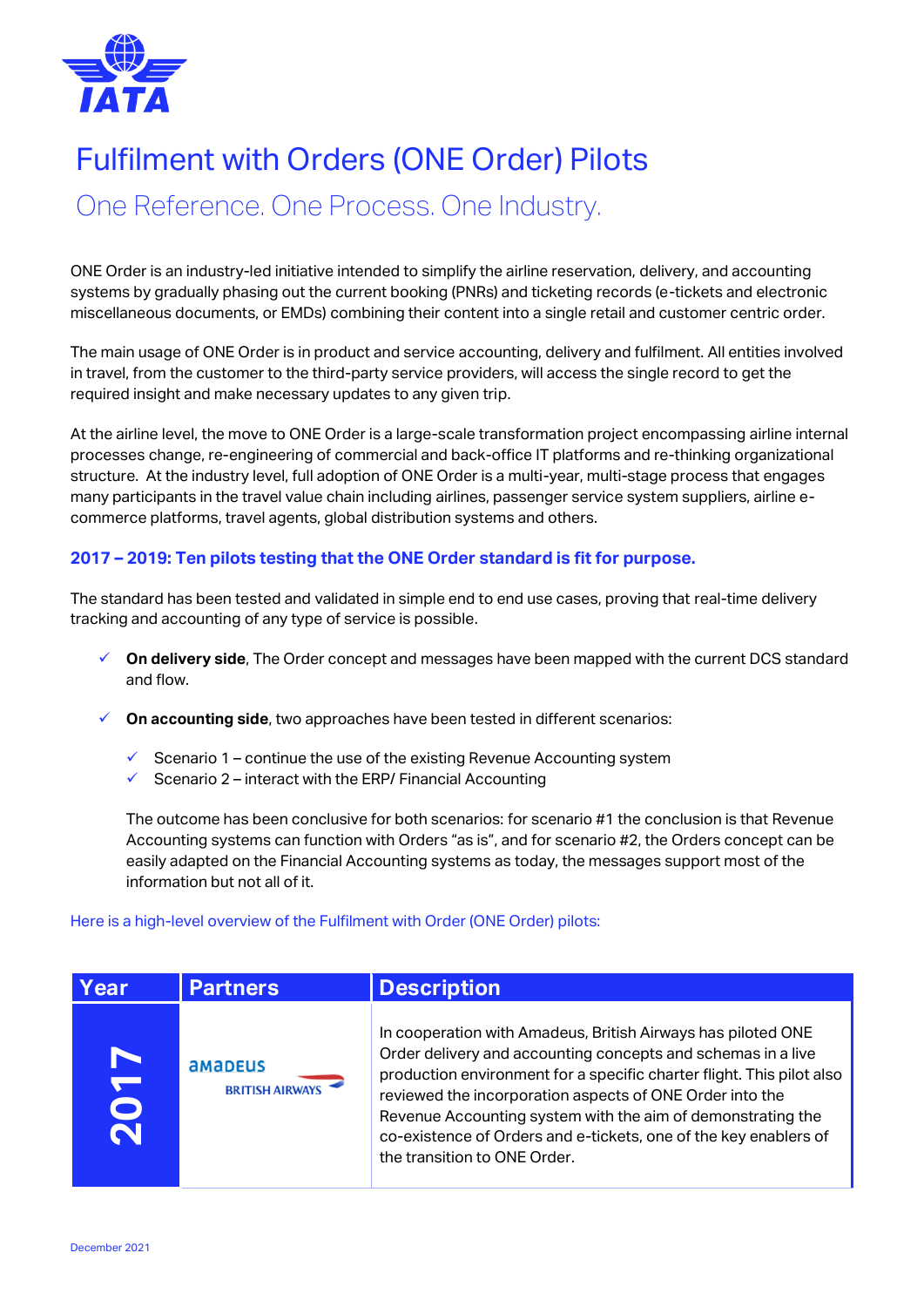# Fulfilment with Orders (ONE Order) Pilots

## One Reference. One Process. One Industry.

ONE Order is an industry-led initiative intended to simplify the airline reservation, delivery, and accounting systems by gradually phasing out the current booking (PNRs) and ticketing records (e-tickets and electronic miscellaneous documents, or EMDs) combining their content into a single retail and customer centric order.

The main usage of ONE Order is in product and service accounting, delivery and fulfilment. All entities involved in travel, from the customer to the third-party service providers, will access the single record to get the required insight and make necessary updates to any given trip.

At the airline level, the move to ONE Order is a large-scale transformation project encompassing airline internal processes change, re-engineering of commercial and back-office IT platforms and re-thinking organizational structure. At the industry level, full adoption of ONE Order is a multi-year, multi-stage process that engages many participants in the travel value chain including airlines, passenger service system suppliers, airline e-commerce platforms, travel agents, global distribution systems and others.

### 2017 – 2019: Ten pilots testing that the ONE Order standard is fit for purpose.

The standard has been tested and validated in simple end to end use cases, proving that real-time delivery tracking and accounting of any type of service is possible.

- ✓ **On delivery side**, The Order concept and messages have been mapped with the current DCS standard and flow.
- ✓ **On accounting side**, two approaches have been tested in different scenarios:
  - ✓ Scenario 1 – continue the use of the existing Revenue Accounting system
  - ✓ Scenario 2 – interact with the ERP/ Financial Accounting

  The outcome has been conclusive for both scenarios: for scenario #1 the conclusion is that Revenue Accounting systems can function with Orders "as is", and for scenario #2, the Orders concept can be easily adapted on the Financial Accounting systems as today, the messages support most of the information but not all of it.

Here is a high-level overview of the Fulfilment with Order (ONE Order) pilots:

| Year | Partners | Description |
|---|---|---|
| 2017 | amadeus, BRITISH AIRWAYS | In cooperation with Amadeus, British Airways has piloted ONE Order delivery and accounting concepts and schemas in a live production environment for a specific charter flight. This pilot also reviewed the incorporation aspects of ONE Order into the Revenue Accounting system with the aim of demonstrating the co-existence of Orders and e-tickets, one of the key enablers of the transition to ONE Order. |

December 2021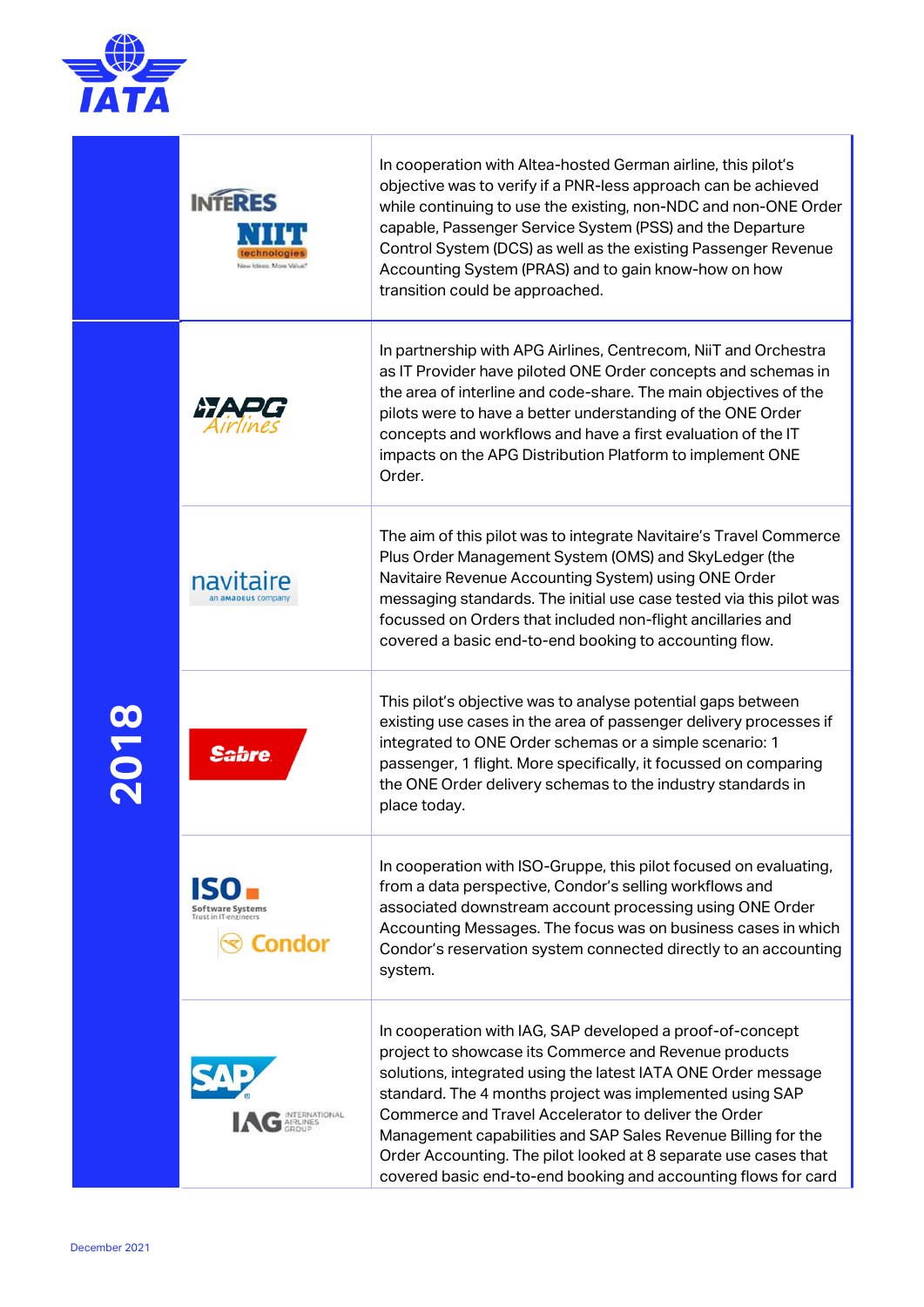| Year | Partners | Description |
| --- | --- | --- |
| 2018 | INTERES, NIIT technologies | In cooperation with Altea-hosted German airline, this pilot's objective was to verify if a PNR-less approach can be achieved while continuing to use the existing, non-NDC and non-ONE Order capable, Passenger Service System (PSS) and the Departure Control System (DCS) as well as the existing Passenger Revenue Accounting System (PRAS) and to gain know-how on how transition could be approached. |
| 2018 | APG Airlines | In partnership with APG Airlines, Centrecom, NiiT and Orchestra as IT Provider have piloted ONE Order concepts and schemas in the area of interline and code-share. The main objectives of the pilots were to have a better understanding of the ONE Order concepts and workflows and have a first evaluation of the IT impacts on the APG Distribution Platform to implement ONE Order. |
| 2018 | navitaire (an Amadeus company) | The aim of this pilot was to integrate Navitaire's Travel Commerce Plus Order Management System (OMS) and SkyLedger (the Navitaire Revenue Accounting System) using ONE Order messaging standards. The initial use case tested via this pilot was focussed on Orders that included non-flight ancillaries and covered a basic end-to-end booking to accounting flow. |
| 2018 | Sabre | This pilot's objective was to analyse potential gaps between existing use cases in the area of passenger delivery processes if integrated to ONE Order schemas or a simple scenario: 1 passenger, 1 flight. More specifically, it focussed on comparing the ONE Order delivery schemas to the industry standards in place today. |
| 2018 | ISO Software Systems, Condor | In cooperation with ISO-Gruppe, this pilot focused on evaluating, from a data perspective, Condor's selling workflows and associated downstream account processing using ONE Order Accounting Messages. The focus was on business cases in which Condor's reservation system connected directly to an accounting system. |
| 2018 | SAP, IAG International Airlines Group | In cooperation with IAG, SAP developed a proof-of-concept project to showcase its Commerce and Revenue products solutions, integrated using the latest IATA ONE Order message standard. The 4 months project was implemented using SAP Commerce and Travel Accelerator to deliver the Order Management capabilities and SAP Sales Revenue Billing for the Order Accounting. The pilot looked at 8 separate use cases that covered basic end-to-end booking and accounting flows for card |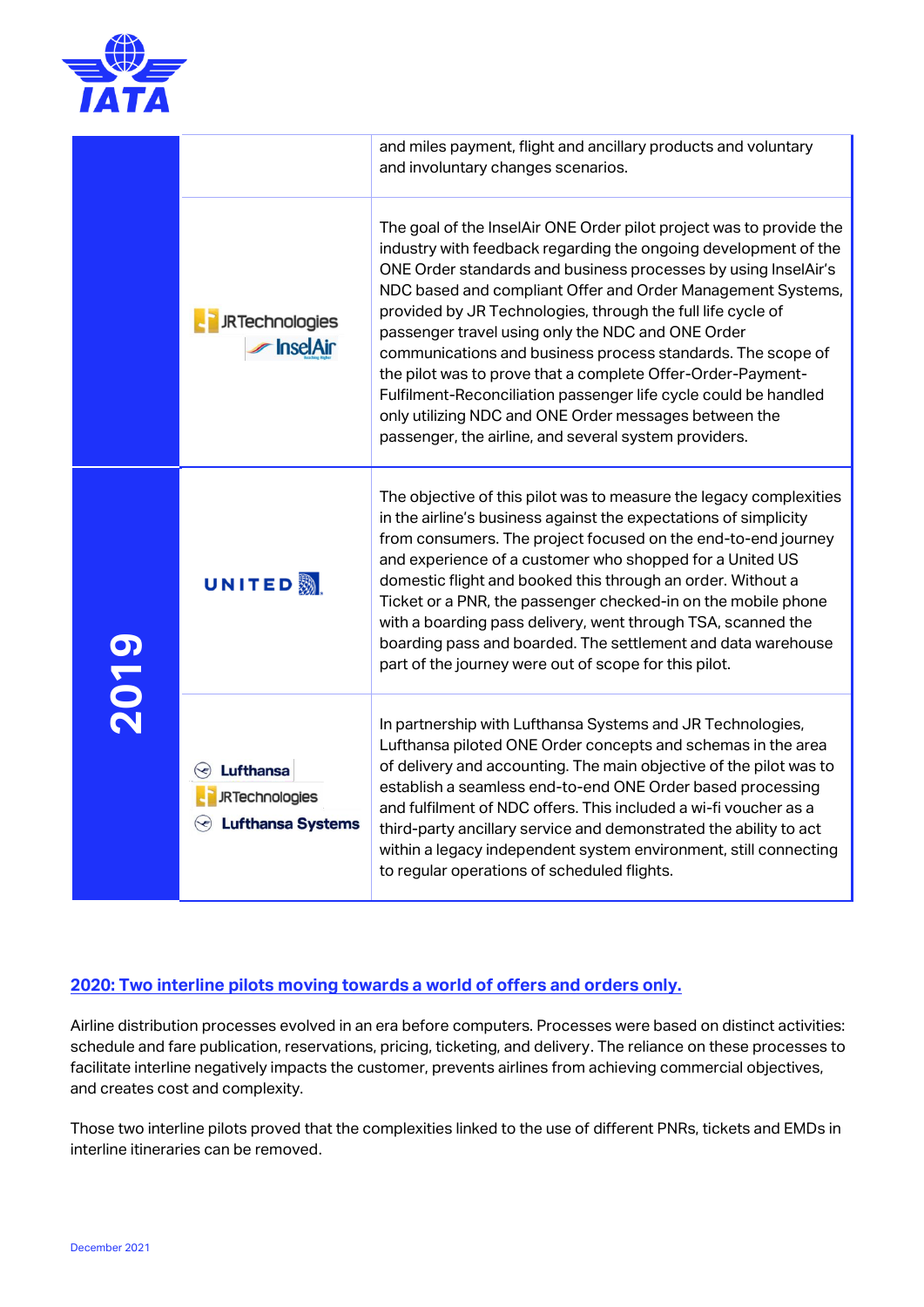| | | |
|---|---|---|
| | | and miles payment, flight and ancillary products and voluntary and involuntary changes scenarios. |
| | JRTechnologies<br>InselAir | The goal of the InselAir ONE Order pilot project was to provide the industry with feedback regarding the ongoing development of the ONE Order standards and business processes by using InselAir's NDC based and compliant Offer and Order Management Systems, provided by JR Technologies, through the full life cycle of passenger travel using only the NDC and ONE Order communications and business process standards. The scope of the pilot was to prove that a complete Offer-Order-Payment-Fulfilment-Reconciliation passenger life cycle could be handled only utilizing NDC and ONE Order messages between the passenger, the airline, and several system providers. |
| 2019 | UNITED | The objective of this pilot was to measure the legacy complexities in the airline's business against the expectations of simplicity from consumers. The project focused on the end-to-end journey and experience of a customer who shopped for a United US domestic flight and booked this through an order. Without a Ticket or a PNR, the passenger checked-in on the mobile phone with a boarding pass delivery, went through TSA, scanned the boarding pass and boarded. The settlement and data warehouse part of the journey were out of scope for this pilot. |
| 2019 | Lufthansa<br>JRTechnologies<br>Lufthansa Systems | In partnership with Lufthansa Systems and JR Technologies, Lufthansa piloted ONE Order concepts and schemas in the area of delivery and accounting. The main objective of the pilot was to establish a seamless end-to-end ONE Order based processing and fulfilment of NDC offers. This included a wi-fi voucher as a third-party ancillary service and demonstrated the ability to act within a legacy independent system environment, still connecting to regular operations of scheduled flights. |

## 2020: Two interline pilots moving towards a world of offers and orders only.

Airline distribution processes evolved in an era before computers. Processes were based on distinct activities: schedule and fare publication, reservations, pricing, ticketing, and delivery. The reliance on these processes to facilitate interline negatively impacts the customer, prevents airlines from achieving commercial objectives, and creates cost and complexity.

Those two interline pilots proved that the complexities linked to the use of different PNRs, tickets and EMDs in interline itineraries can be removed.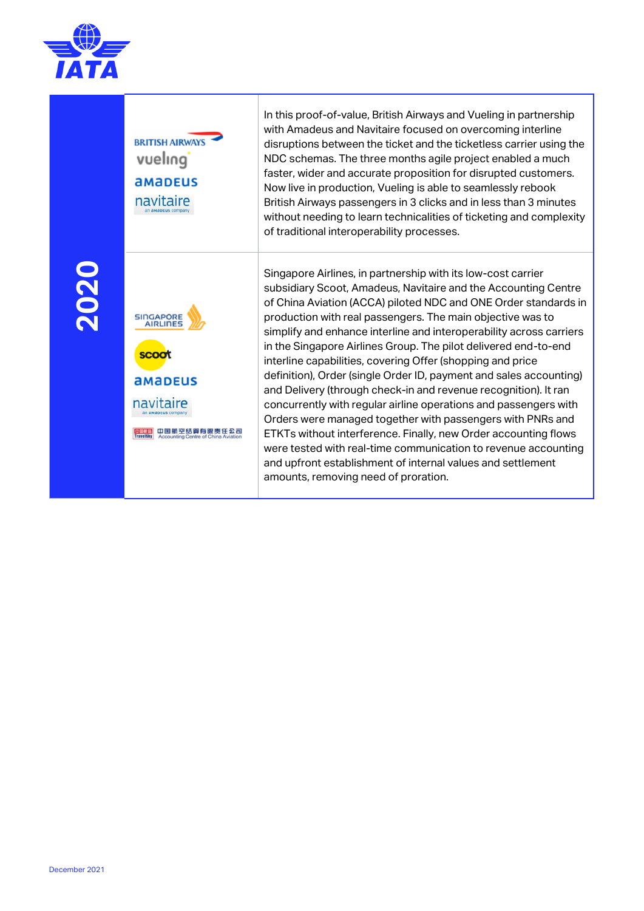| 2020 | | |
|---|---|---|
| | BRITISH AIRWAYS<br>vueling<br>amadeus<br>navitaire an amadeus company | In this proof-of-value, British Airways and Vueling in partnership with Amadeus and Navitaire focused on overcoming interline disruptions between the ticket and the ticketless carrier using the NDC schemas. The three months agile project enabled a much faster, wider and accurate proposition for disrupted customers. Now live in production, Vueling is able to seamlessly rebook British Airways passengers in 3 clicks and in less than 3 minutes without needing to learn technicalities of ticketing and complexity of traditional interoperability processes. |
| | SINGAPORE AIRLINES<br>scoot<br>amadeus<br>navitaire an amadeus company<br>中国航空结算有限责任公司 Accounting Centre of China Aviation | Singapore Airlines, in partnership with its low-cost carrier subsidiary Scoot, Amadeus, Navitaire and the Accounting Centre of China Aviation (ACCA) piloted NDC and ONE Order standards in production with real passengers. The main objective was to simplify and enhance interline and interoperability across carriers in the Singapore Airlines Group. The pilot delivered end-to-end interline capabilities, covering Offer (shopping and price definition), Order (single Order ID, payment and sales accounting) and Delivery (through check-in and revenue recognition). It ran concurrently with regular airline operations and passengers with Orders were managed together with passengers with PNRs and ETKTs without interference. Finally, new Order accounting flows were tested with real-time communication to revenue accounting and upfront establishment of internal values and settlement amounts, removing need of proration. |